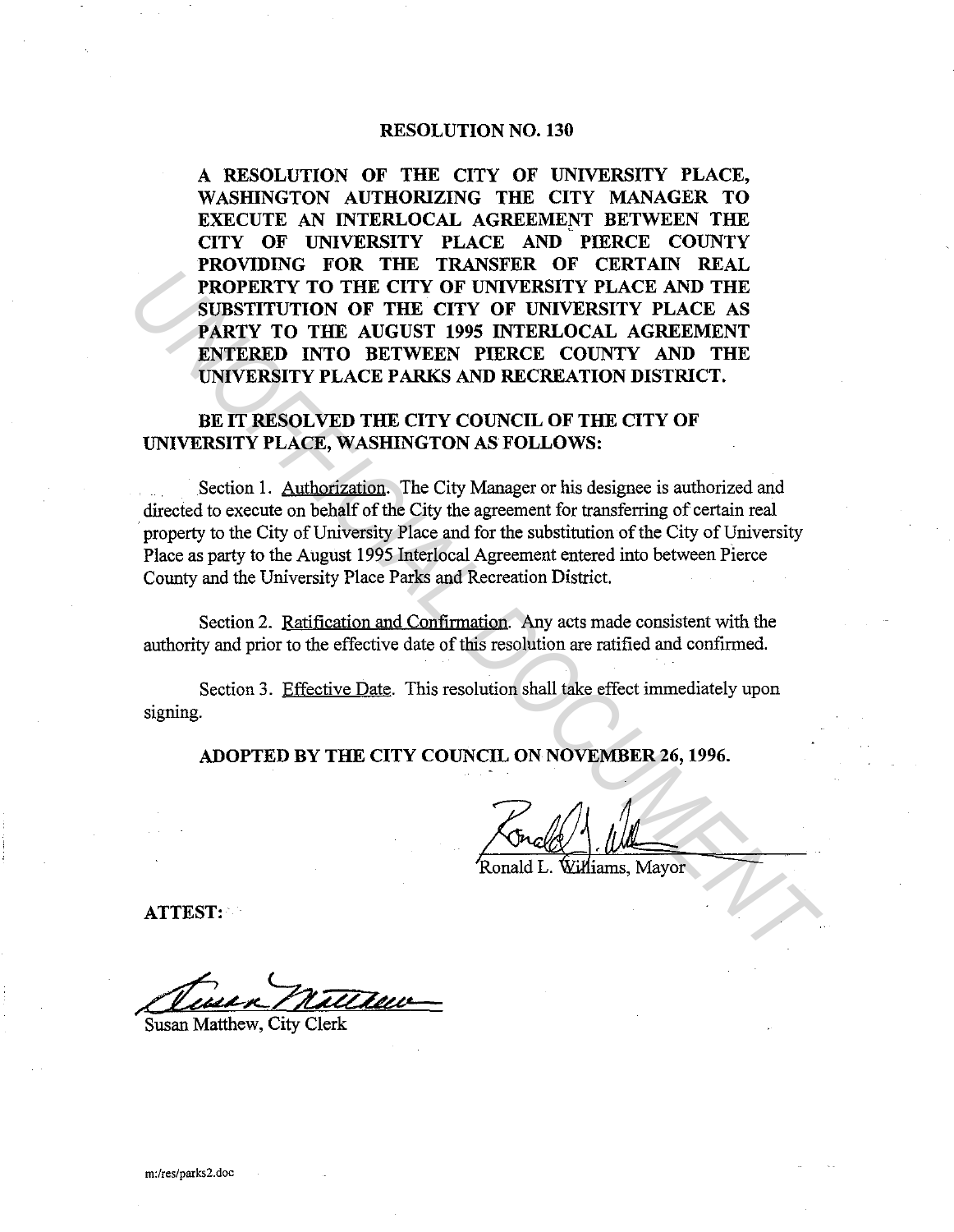# RESOLUTION NO. 130

**A RESOLUTION OF THE CITY OF UNIVERSITY PLACE, WASHINGTON AUTHORIZING THE CITY MANAGER TO EXECUTE AN INTERLOCAL AGREEMENT BETWEEN THE CITY OF UNIVERSITY PLACE AND PIERCE COUNTY PROVIDING FOR THE TRANSFER OF CERTAIN REAL PROPERTY TO THE CITY OF UNIVERSITY PLACE AND THE SUBSTITUTION OF THE CITY OF UNIVERSITY PLACE AS PARTY TO THE AUGUST 1995 INTERLOCAL AGREEMENT ENTERED INTO BETWEEN PIERCE COUNTY AND THE UNIVERSITY PLACE PARKS AND RECREATION DISTRICT.**

**BE IT RESOLVED THE CITY COUNCIL OF THE CITY OF UNIVERSITY PLACE, WASHINGTON AS FOLLOWS:**

Section 1. Authorization. The City Manager or his designee is authorized and directed to execute on behalf of the City the agreement for transferring of certain real property to the City of University Place and for the substitution of the City of University Place as party to the August 1995 Interlocal Agreement entered into between Pierce County and the University Place Parks and Recreation District.

Section 2. Ratification and Confirmation. Any acts made consistent with the authority and prior to the effective date of this resolution are ratified and confirmed.

Section 3. Effective Date. This resolution shall take effect immediately upon signing.

**ADOPTED BY THE CITY COUNCIL ON NOVEMBER 26, 1996.**

Ronald L. Williams, Mayor

**ATTEST:**

Susan Matthew, City Clerk

m:/res/parks2.doc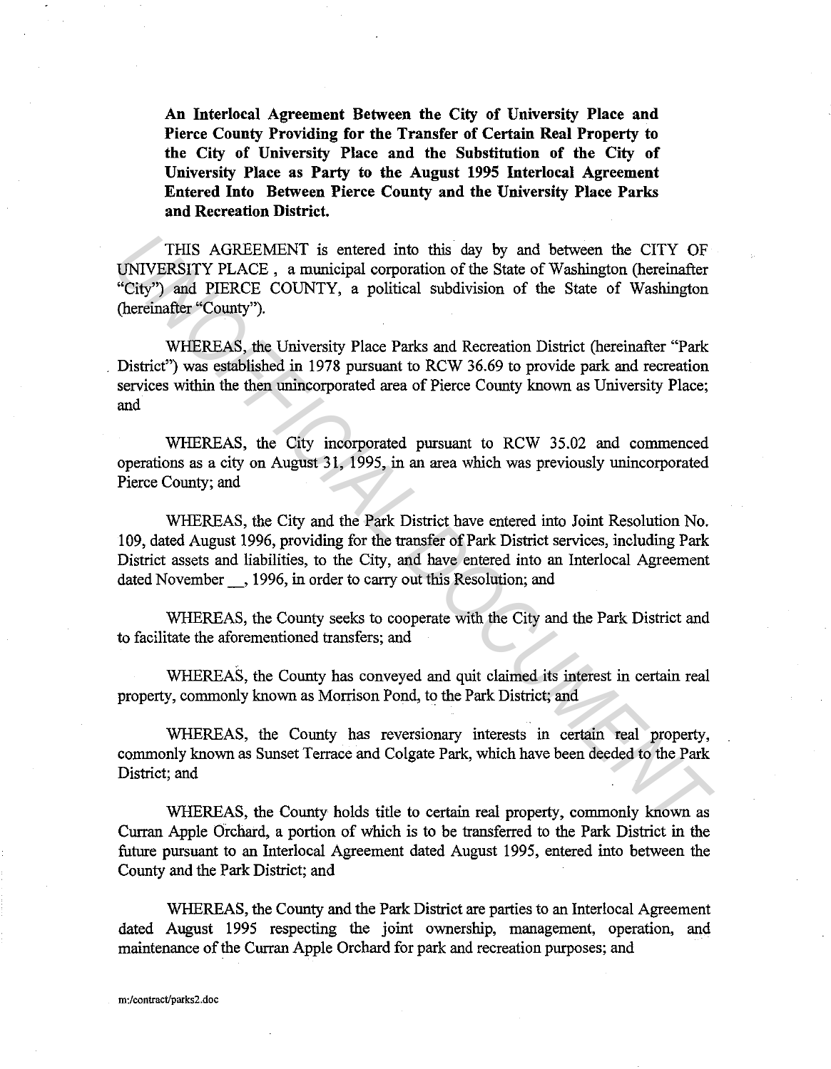**An Interlocal Agreement Between the City of University Place and Pierce County Providing for the Transfer of Certain Real Property to the City of University Place and the Substitution of the City of University Place as Party to the August 1995 Interlocal Agreement Entered Into Between Pierce County and the University Place Parks and Recreation District.**

THIS AGREEMENT is entered into this day by and between the CITY OF UNIVERSITY PLACE , a municipal corporation of the State of Washington (hereinafter "City") and PIERCE COUNTY, a political subdivision of the State of Washington (hereinafter "County").

WHEREAS, the University Place Parks and Recreation District (hereinafter "Park District") was established in 1978 pursuant to RCW 36.69 to provide park and recreation services within the then unincorporated area of Pierce County known as University Place; and

WHEREAS, the City incorporated pursuant to RCW 35.02 and commenced operations as a city on August 31, 1995, in an area which was previously unincorporated Pierce County; and

WHEREAS, the City and the Park District have entered into Joint Resolution No. 109, dated August 1996, providing for the transfer of Park District services, including Park District assets and liabilities, to the City, and have entered into an Interlocal Agreement dated November __, 1996, in order to carry out this Resolution; and

WHEREAS, the County seeks to cooperate with the City and the Park District and to facilitate the aforementioned transfers; and

WHEREAS, the County has conveyed and quit claimed its interest in certain real property, commonly known as Morrison Pond, to the Park District; and

WHEREAS, the County has reversionary interests in certain real property, commonly known as Sunset Terrace and Colgate Park, which have been deeded to the Park District; and

WHEREAS, the County holds title to certain real property, commonly known as Curran Apple Orchard, a portion of which is to be transferred to the Park District in the future pursuant to an Interlocal Agreement dated August 1995, entered into between the County and the Park District; and

WHEREAS, the County and the Park District are parties to an Interlocal Agreement dated August 1995 respecting the joint ownership, management, operation, and maintenance of the Curran Apple Orchard for park and recreation purposes; and

m:/contract/parks2.doc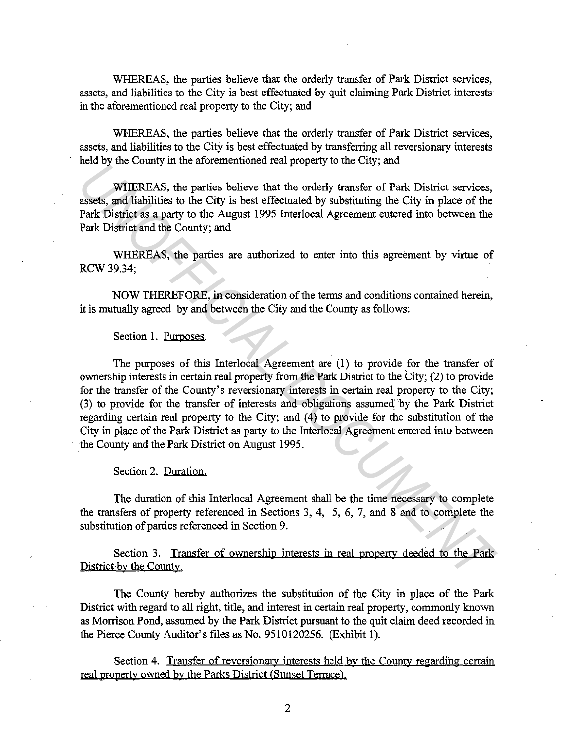WHEREAS, the parties believe that the orderly transfer of Park District services, assets, and liabilities to the City is best effectuated by quit claiming Park District interests in the aforementioned real property to the City; and

WHEREAS, the parties believe that the orderly transfer of Park District services, assets, and liabilities to the City is best effectuated by transferring all reversionary interests held by the County in the aforementioned real property to the City; and

WHEREAS, the parties believe that the orderly transfer of Park District services, assets, and liabilities to the City is best effectuated by substituting the City in place of the Park District as a party to the August 1995 Interlocal Agreement entered into between the Park District and the County; and

WHEREAS, the parties are authorized to enter into this agreement by virtue of RCW 39.34;

NOW THEREFORE, in consideration of the terms and conditions contained herein, it is mutually agreed by and between the City and the County as follows:

Section 1. Purposes.

The purposes of this Interlocal Agreement are (1) to provide for the transfer of ownership interests in certain real property from the Park District to the City; (2) to provide for the transfer of the County's reversionary interests in certain real property to the City; (3) to provide for the transfer of interests and obligations assumed by the Park District regarding certain real property to the City; and (4) to provide for the substitution of the City in place of the Park District as party to the Interlocal Agreement entered into between the County and the Park District on August 1995.

Section 2. Duration.

The duration of this Interlocal Agreement shall be the time necessary to complete the transfers of property referenced in Sections 3, 4, 5, 6, 7, and 8 and to complete the substitution of parties referenced in Section 9.

Section 3. Transfer of ownership interests in real property deeded to the Park District by the County.

The County hereby authorizes the substitution of the City in place of the Park District with regard to all right, title, and interest in certain real property, commonly known as Morrison Pond, assumed by the Park District pursuant to the quit claim deed recorded in the Pierce County Auditor's files as No. 9510120256. (Exhibit 1).

Section 4. Transfer of reversionary interests held by the County regarding certain real property owned by the Parks District (Sunset Terrace).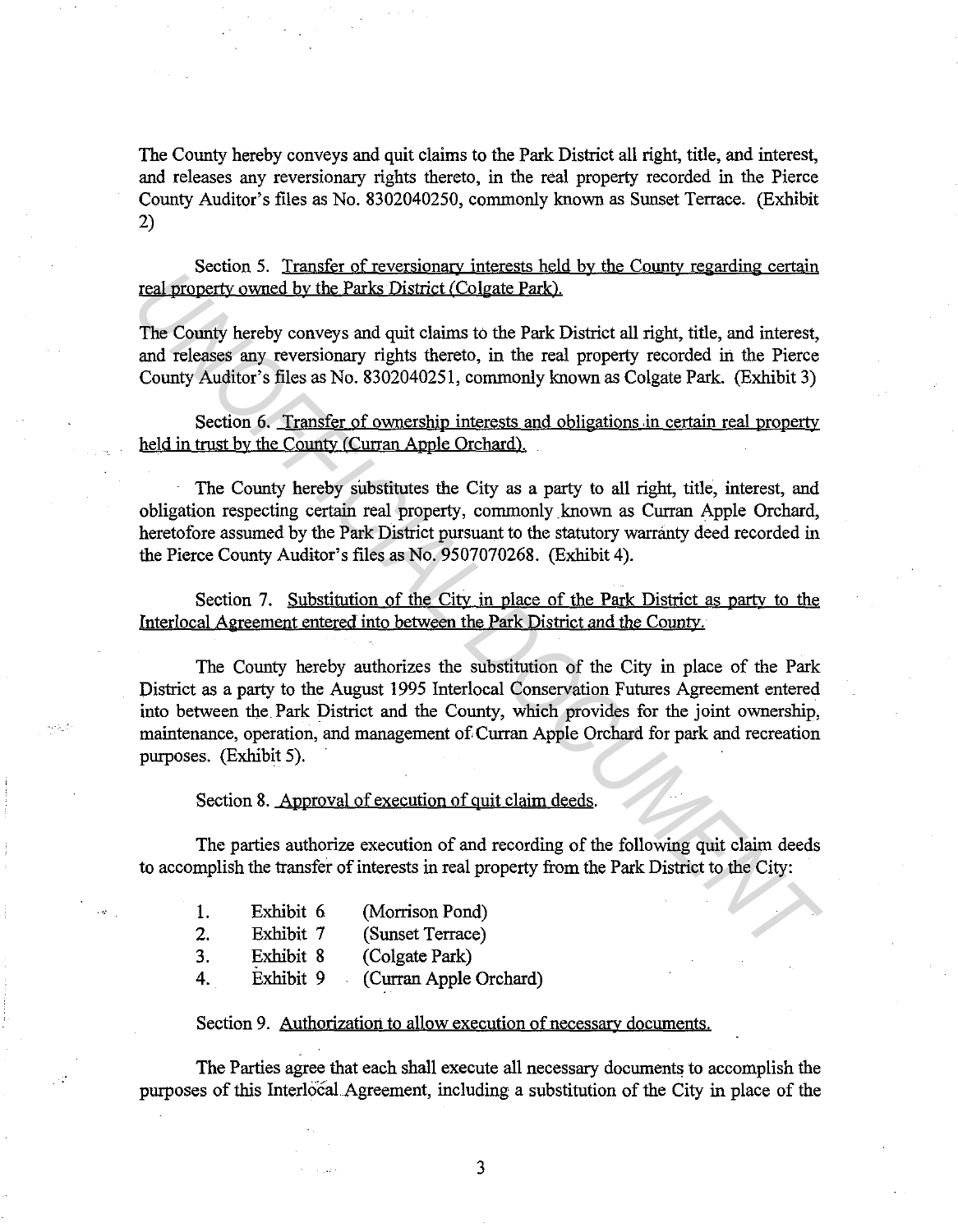The County hereby conveys and quit claims to the Park District all right, title, and interest, and releases any reversionary rights thereto, in the real property recorded in the Pierce County Auditor's files as No. 8302040250, commonly known as Sunset Terrace. (Exhibit 2)

Section 5. <u>Transfer of reversionary interests held by the County regarding certain real property owned by the Parks District (Colgate Park).</u>

The County hereby conveys and quit claims to the Park District all right, title, and interest, and releases any reversionary rights thereto, in the real property recorded in the Pierce County Auditor's files as No. 8302040251, commonly known as Colgate Park. (Exhibit 3)

Section 6. <u>Transfer of ownership interests and obligations in certain real property held in trust by the County (Curran Apple Orchard).</u>

The County hereby substitutes the City as a party to all right, title, interest, and obligation respecting certain real property, commonly known as Curran Apple Orchard, heretofore assumed by the Park District pursuant to the statutory warranty deed recorded in the Pierce County Auditor's files as No. 9507070268. (Exhibit 4).

Section 7. <u>Substitution of the City in place of the Park District as party to the Interlocal Agreement entered into between the Park District and the County.</u>

The County hereby authorizes the substitution of the City in place of the Park District as a party to the August 1995 Interlocal Conservation Futures Agreement entered into between the Park District and the County, which provides for the joint ownership, maintenance, operation, and management of Curran Apple Orchard for park and recreation purposes. (Exhibit 5).

Section 8. <u>Approval of execution of quit claim deeds.</u>

The parties authorize execution of and recording of the following quit claim deeds to accomplish the transfer of interests in real property from the Park District to the City:

1. Exhibit 6 (Morrison Pond)
2. Exhibit 7 (Sunset Terrace)
3. Exhibit 8 (Colgate Park)
4. Exhibit 9 (Curran Apple Orchard)

Section 9. <u>Authorization to allow execution of necessary documents.</u>

The Parties agree that each shall execute all necessary documents to accomplish the purposes of this Interlocal Agreement, including a substitution of the City in place of the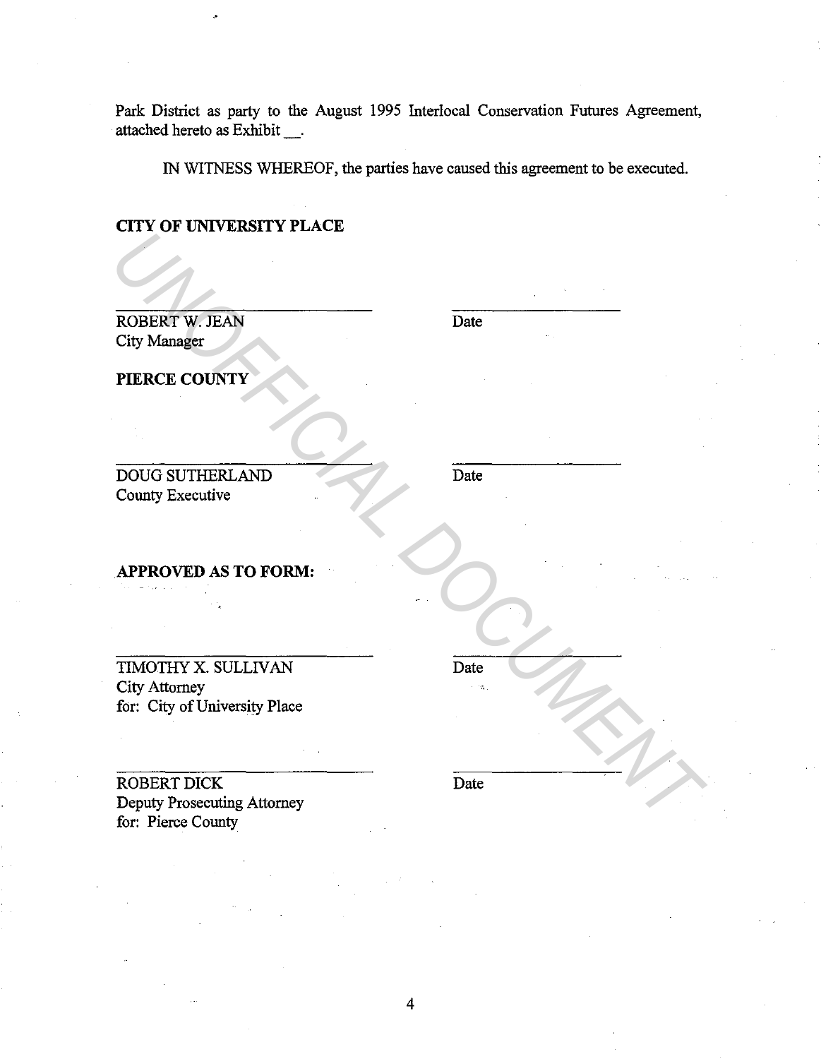Park District as party to the August 1995 Interlocal Conservation Futures Agreement, attached hereto as Exhibit __.

IN WITNESS WHEREOF, the parties have caused this agreement to be executed.

**CITY OF UNIVERSITY PLACE**

______________________________  ______________________
ROBERT W. JEAN  Date
City Manager

**PIERCE COUNTY**

______________________________  ______________________
DOUG SUTHERLAND  Date
County Executive

**APPROVED AS TO FORM:**

______________________________  ______________________
TIMOTHY X. SULLIVAN  Date
City Attorney
for: City of University Place

______________________________  ______________________
ROBERT DICK  Date
Deputy Prosecuting Attorney
for: Pierce County

UNOFFICIAL DOCUMENT